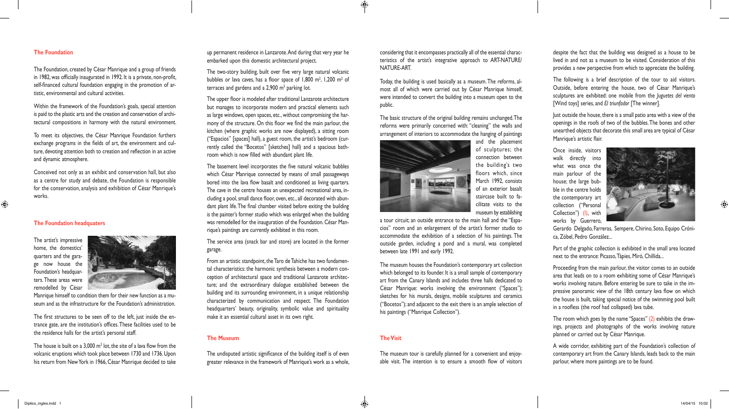## The Foundation

The Foundation, created by César Manrique and a group of friends in 1982, was officially inaugurated in 1992. It is a private, non-profit, self-financed cultural foundation engaging in the promotion of artistic, environmental and cultural activities.

Within the framework of the Foundation's goals, special attention is paid to the plastic arts and the creation and conservation of architectural compositions in harmony with the natural environment.

To meet its objectives, the César Manrique Foundation furthers exchange programs in the fields of art, the environment and culture, devoting attention both to creation and reflection in an active and dynamic atmosphere.

Conceived not only as an exhibit and conservation hall, but also as a centre for study and debate, the Foundation is responsible for the conservation, analysis and exhibition of César Manrique's works.

## The Foundation headquaters

The artist's impressive home, the domestics' quarters and the garage now house the Foundation's headquarters. These areas were remodelled by César Manrique himself to condition them for their new function as a museum and as the infrastructure for the Foundation's administration.

The first structures to be seen off to the left, just inside the entrance gate, are the institution's offices. These facilities used to be the residence halls for the artist's personal staff.

The house is built on a 3,000 m² lot, the site of a lava flow from the volcanic eruptions which took place between 1730 and 1736. Upon his return from New York in 1966, César Manrique decided to take up permanent residence in Lanzarote. And during that very year he embarked upon this domestic architectural project.

The two-story building, built over five very large natural volcanic bubbles or lava caves, has a floor space of 1,800 m², 1,200 m² of terraces and gardens and a 2,900 m² parking lot.

The upper floor is modeled after traditional Lanzarote architecture but manages to incorporate modern and practical elements such as large windows, open spaces, etc., without compromising the harmony of the structure. On this floor we find the main parlour, the kitchen (where graphic works are now displayed), a sitting room ("Espacios" [spaces] hall), a guest room, the artist's bedroom (currently called the "Bocetos" [sketches] hall) and a spacious bathroom which is now filled with abundant plant life.

The basement level incorporates the five natural volcanic bubbles which César Manrique connected by means of small passageways bored into the lava flow basalt and conditioned as living quarters. The cave in the centre houses an unexpected recreational area, including a pool, small dance floor, oven, etc., all decorated with abundant plant life. The final chamber visited before exiting the building is the painter's former studio which was enlarged when the building was remodelled for the inauguration of the Foundation. César Manrique's paintings are currently exhibited in this room.

The service area (snack bar and store) are located in the former garage.

From an artistic standpoint, the Taro de Tahíche has two fundamental characteristics: the harmonic synthesis between a modern conception of architectural space and traditional Lanzarote architecture; and the extraordinary dialogue established between the building and its surrounding environment, in a unique relationship characterized by communication and respect. The Foundation headquarters' beauty, originality, symbolic value and spirituality make it an essential cultural asset in its own right.

## The Museum

The undisputed artistic significance of the building itself is of even greater relevance in the framework of Manrique's work as a whole, considering that it encompasses practically all of the essential characteristics of the artist's integrative approach to ART-NATURE/ NATURE-ART.

Today, the building is used basically as a museum. The reforms, almost all of which were carried out by César Manrique himself, were intended to convert the building into a museum open to the public.

The basic structure of the original building remains unchanged. The reforms were primarily concerned with: "cleaning" the walls and arrangement of interiors to accommodate the hanging of paintings and the placement of sculptures; the connection between the building's two floors which, since March 1992, consists of an exterior basalt staircase built to facilitate visits to the museum by establishing a tour circuit; an outside entrance to the main hall and the "Espacios" room and an enlargement of the artist's former studio to accommodate the exhibition of a selection of his paintings. The outside garden, including a pond and a mural, was completed between late 1991 and early 1992.

The museum houses the Foundation's contemporary art collection which belonged to its founder. It is a small sample of contemporary art from the Canary Islands and includes three halls dedicated to César Manrique: works involving the environment ("Spaces"); sketches for his murals, designs, mobile sculptures and ceramics ("Bocetos"); and adjacent to the exit there is an ample selection of his paintings ("Manrique Collection").

## The Visit

The museum tour is carefully planned for a convenient and enjoyable visit. The intention is to ensure a smooth flow of visitors despite the fact that the building was designed as a house to be lived in and not as a museum to be visited. Consideration of this provides a new perspective from which to appreciate the building.

The following is a brief description of the tour to aid visitors. Outside, before entering the house, two of César Manrique's sculptures are exhibited: one mobile from the *Juguetes del viento* [Wind toys] series, and *El triunfador* [The winner].

Just outside the house, there is a small patio area with a view of the openings in the roofs of two of the bubbles. The bones and other unearthed objects that decorate this small area are typical of César Manrique's artistic flair.

Once inside, visitors walk directly into what was once the main parlour of the house; the large bubble in the centre holds the contemporary art collection ("Personal Collection") (1), with works by Guerrero, Gerardo Delgado, Farreras, Sempere, Chirino, Soto, Equipo Crónica, Zóbel, Pedro González...

Part of the graphic collection is exhibited in the small area located next to the entrance: Picasso, Tàpies, Miró, Chillida...

Proceeding from the main parlour, the visitor comes to an outside area that leads on to a room exhibiting some of César Manrique's works involving nature. Before entering be sure to take in the impressive panoramic view of the 18th century lava flow on which the house is built, taking special notice of the swimming pool built in a roofless (the roof had collapsed) lava tube.

The room which goes by the name "Spaces" (2) exhibits the drawings, projects and photographs of the works involving nature planned or carried out by César Manrique.

A wide corridor, exhibiting part of the Foundation's collection of contemporary art from the Canary Islands, leads back to the main parlour, where more paintings are to be found.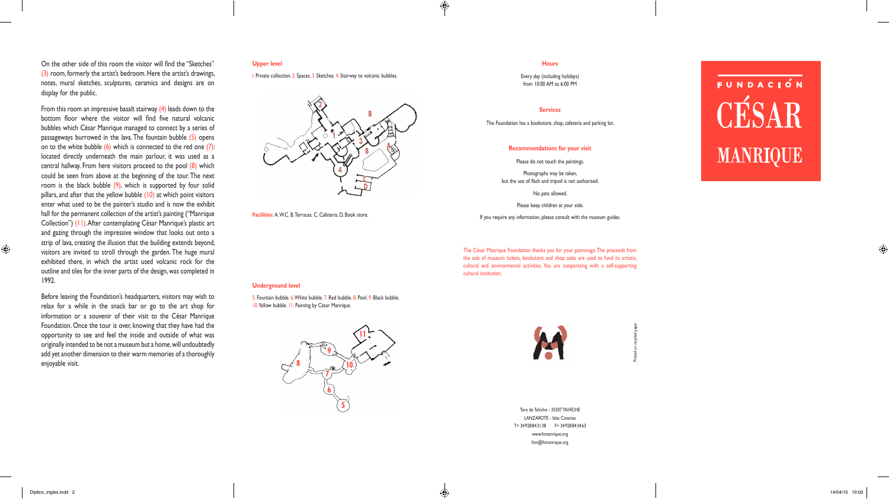On the other side of this room the visitor will find the "Sketches" (3) room, formerly the artist's bedroom. Here the artist's drawings, notes, mural sketches, sculptures, ceramics and designs are on display for the public.

From this room an impressive basalt stairway (4) leads down to the bottom floor where the visitor will find five natural volcanic bubbles which César Manrique managed to connect by a series of passageways burrowed in the lava. The fountain bubble (5) opens on to the white bubble (6) which is connected to the red one (7): located directly underneath the main parlour, it was used as a central hallway. From here visitors proceed to the pool (8) which could be seen from above at the beginning of the tour. The next room is the black bubble (9), which is supported by four solid pillars, and after that the yellow bubble (10) at which point visitors enter what used to be the painter's studio and is now the exhibit hall for the permanent collection of the artist's painting ("Manrique Collection") (11). After contemplating César Manrique's plastic art and gazing through the impressive window that looks out onto a strip of lava, creating the illusion that the building extends beyond, visitors are invited to stroll through the garden. The huge mural exhibited there, in which the artist used volcanic rock for the outline and tiles for the inner parts of the design, was completed in 1992.

Before leaving the Foundation's headquarters, visitors may wish to relax for a while in the snack bar or go to the art shop for information or a souvenir of their visit to the César Manrique Foundation. Once the tour is over, knowing that they have had the opportunity to see and feel the inside and outside of what was originally intended to be not a museum but a home, will undoubtedly add yet another dimension to their warm memories of a thoroughly enjoyable visit.

## Upper level

1. Private collection. 2. Spaces. 3. Sketches. 4. Stairway to volcanic bubbles.

**Facilities:** A. W.C. B. Terraces. C. Cafeteria. D. Book store.

## Underground level

5. Fountain bubble. 6. White bubble. 7. Red bubble. 8. Pool. 9. Black bubble. 10. Yellow bubble. 11. Painting by César Manrique.

## Hours

Every day (including holidays)
from 10:00 AM to 6:00 PM

## Services

The Foundation has a bookstore, shop, cafeteria and parking lot.

## Recommendations for your visit

Please do not touch the paintings.

Photographs may be taken,
but the use of flash and tripod is not authorised.

No pets allowed.

Please keep children at your side.

If you require any information, please consult with the museum guides.

The César Manrique Foundation thanks you for your patronage. The proceeds from the sale of museum tickets, bookstore and shop sales are used to fund its artistic, cultural and environmental activities. You are cooperating with a self-supporting cultural institution.

Printed on recycled paper

Taro de Tahíche - 35507 TAHÍCHE
LANZAROTE - Islas Canarias
T+ 34928843138 F+ 34928843463
www.fcmanrique.org
fcm@fcmanrique.org

FUNDACIÓN
CÉSAR
MANRIQUE